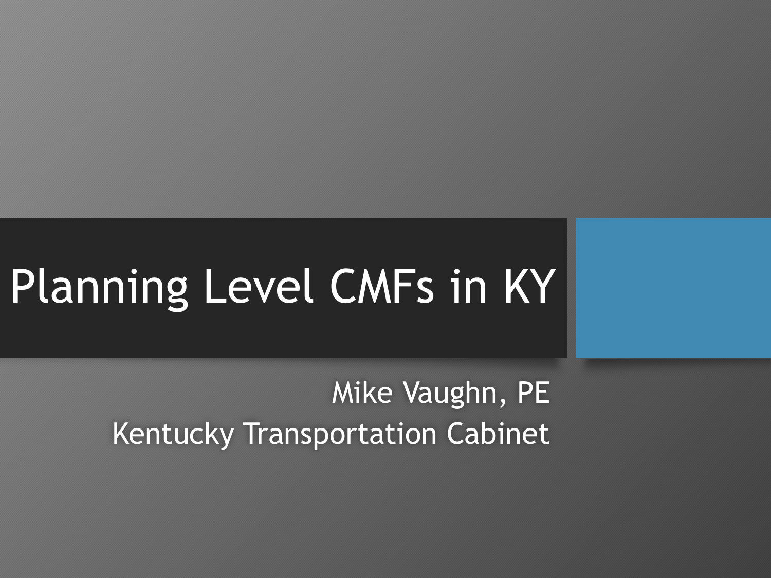# Planning Level CMFs in KY

Mike Vaughn, PE

Kentucky Transportation Cabinet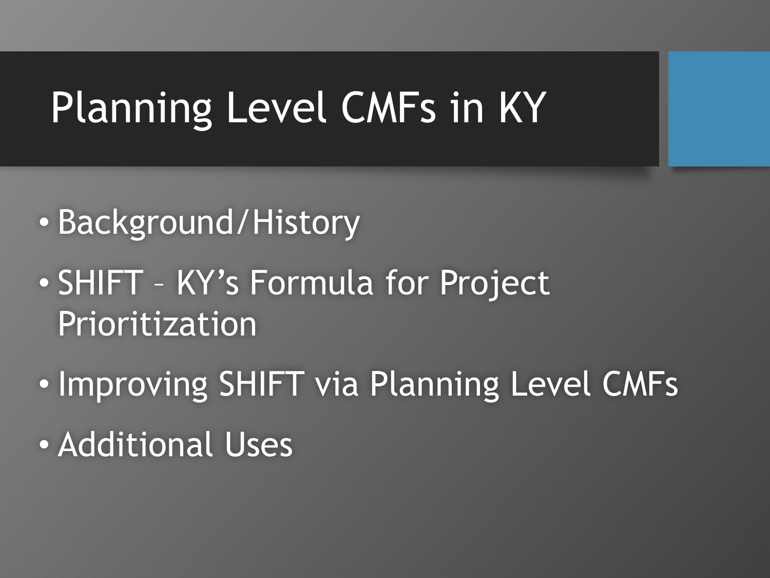# Planning Level CMFs in KY

- Background/History
- SHIFT – KY’s Formula for Project Prioritization
- Improving SHIFT via Planning Level CMFs
- Additional Uses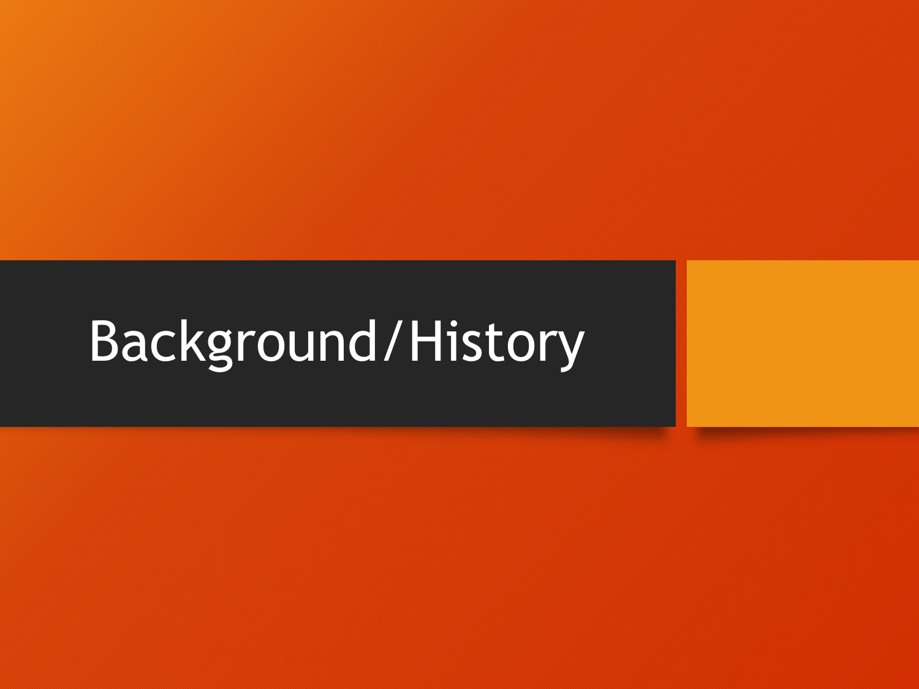# Background/History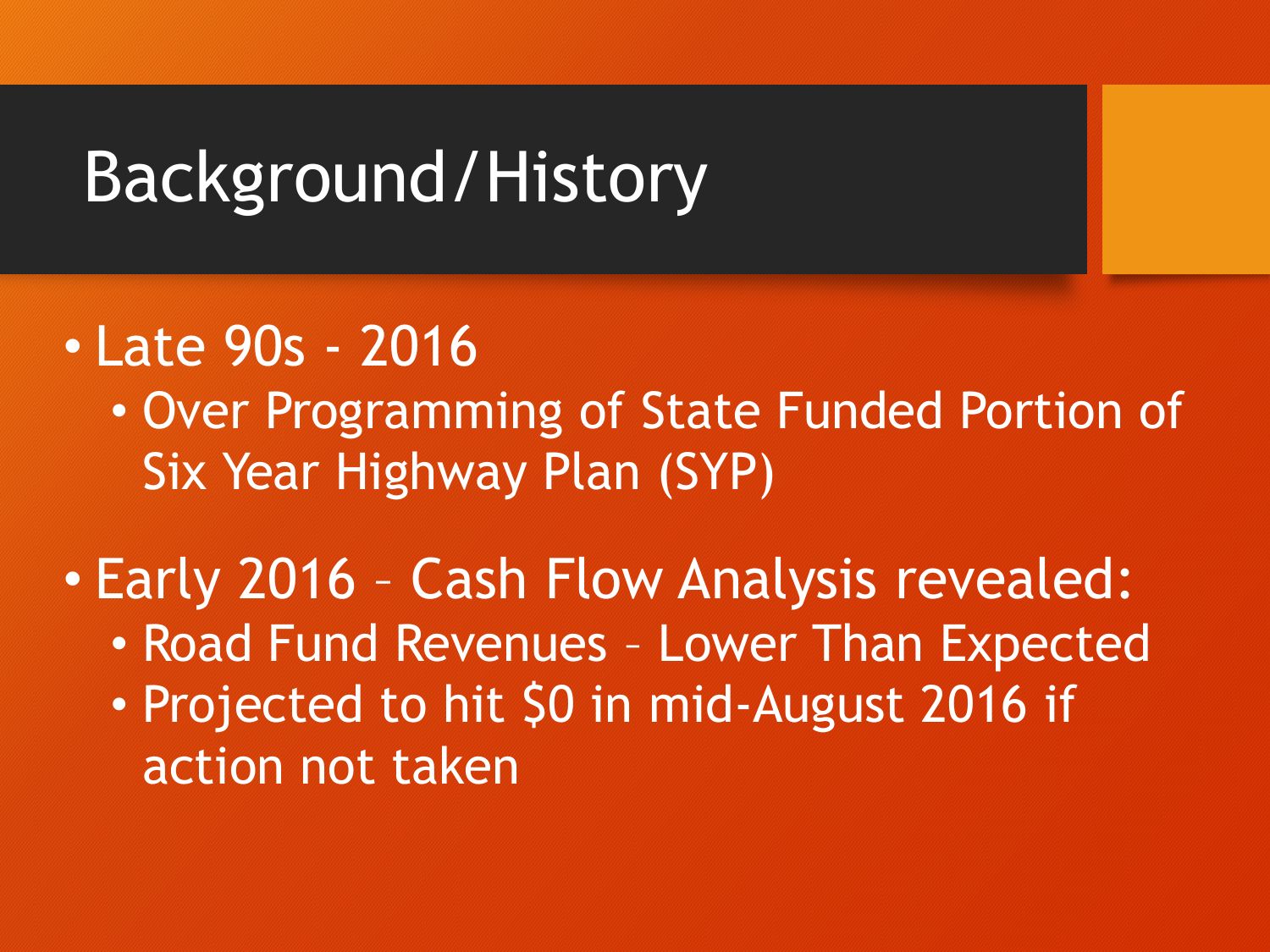# Background/History

- Late 90s - 2016
  - Over Programming of State Funded Portion of Six Year Highway Plan (SYP)
- Early 2016 – Cash Flow Analysis revealed:
  - Road Fund Revenues – Lower Than Expected
  - Projected to hit $0 in mid-August 2016 if action not taken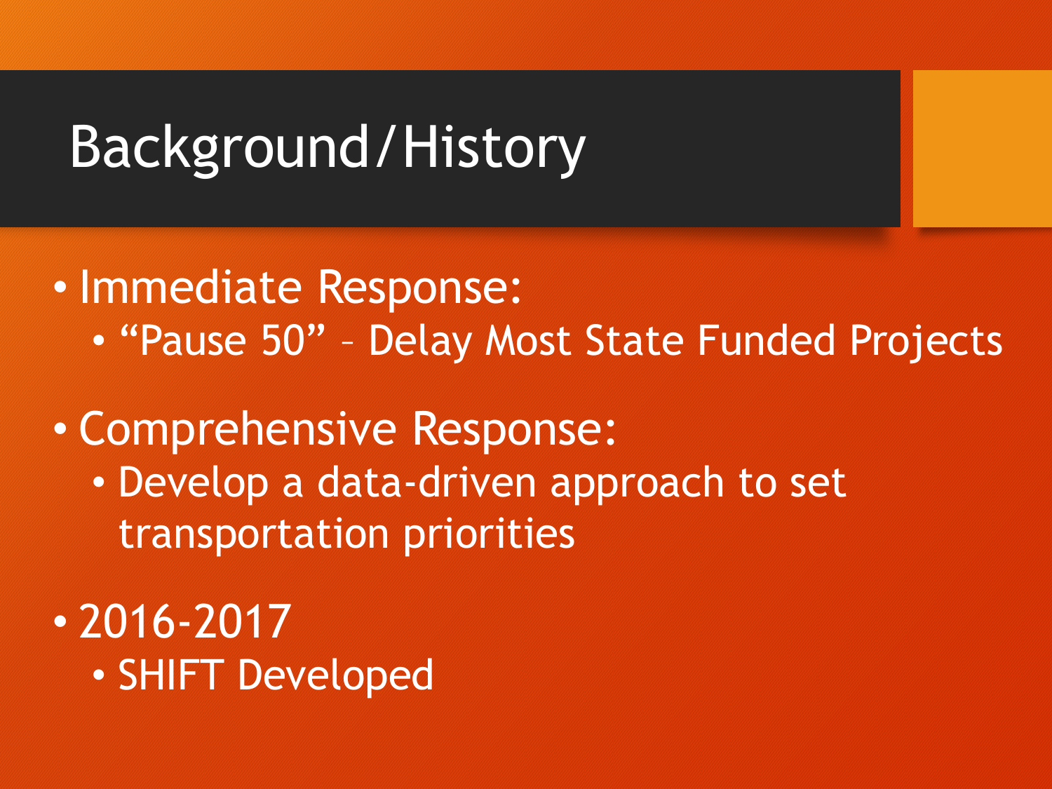# Background/History

- Immediate Response:
  - “Pause 50” – Delay Most State Funded Projects
- Comprehensive Response:
  - Develop a data-driven approach to set transportation priorities
- 2016-2017
  - SHIFT Developed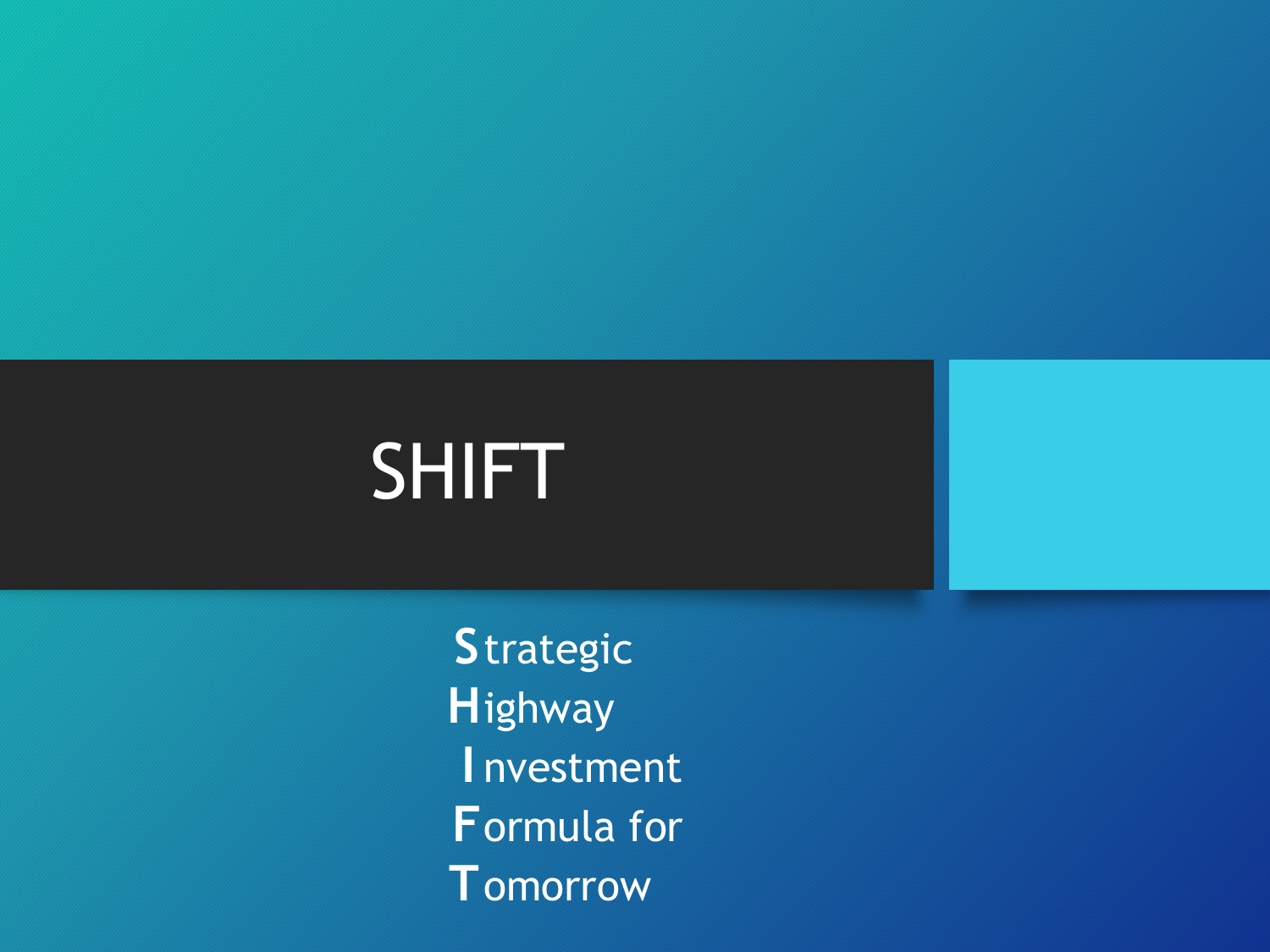# SHIFT

**S**trategic
**H**ighway
**I**nvestment
**F**ormula for
**T**omorrow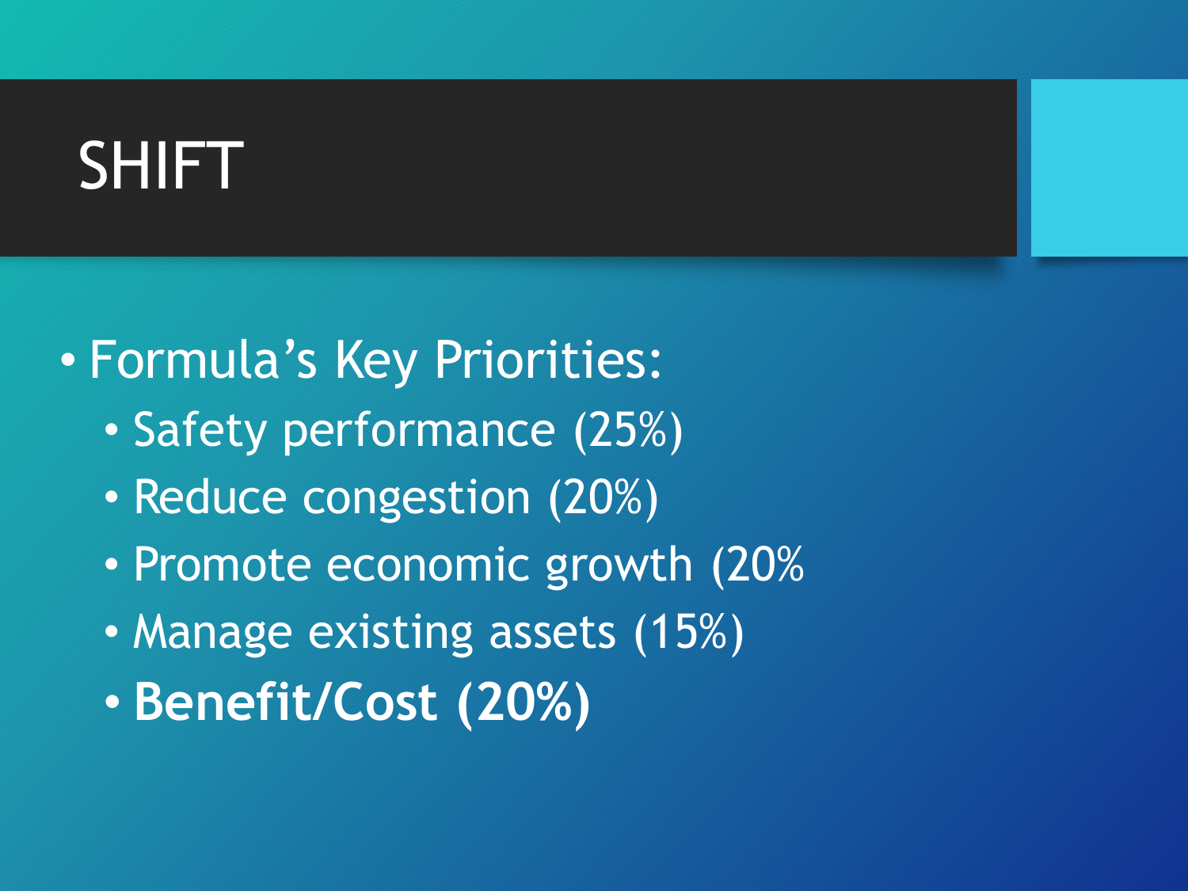# SHIFT

- Formula's Key Priorities:
  - Safety performance (25%)
  - Reduce congestion (20%)
  - Promote economic growth (20%
  - Manage existing assets (15%)
  - **Benefit/Cost (20%)**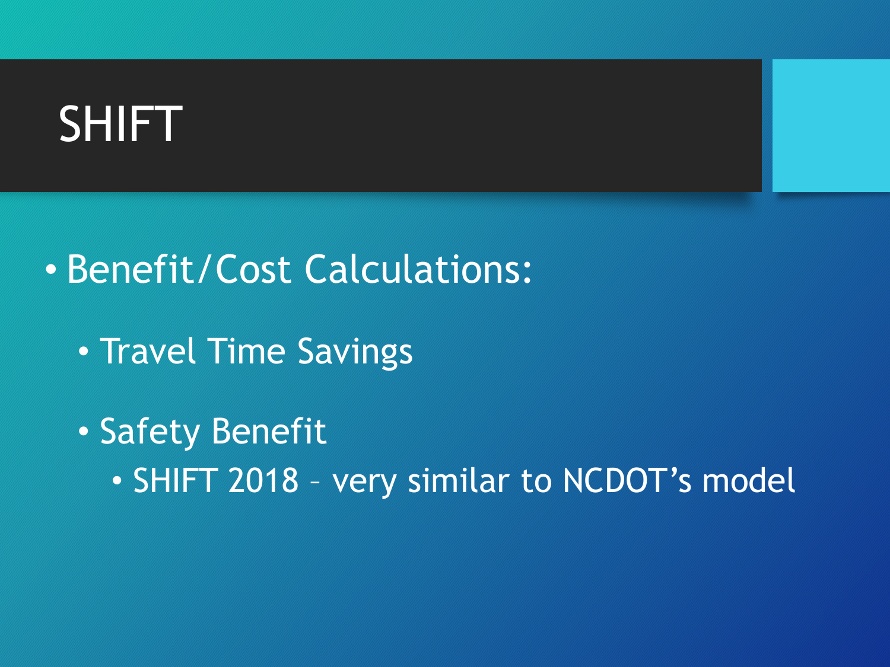# SHIFT

- Benefit/Cost Calculations:
  - Travel Time Savings
  - Safety Benefit
    - SHIFT 2018 – very similar to NCDOT's model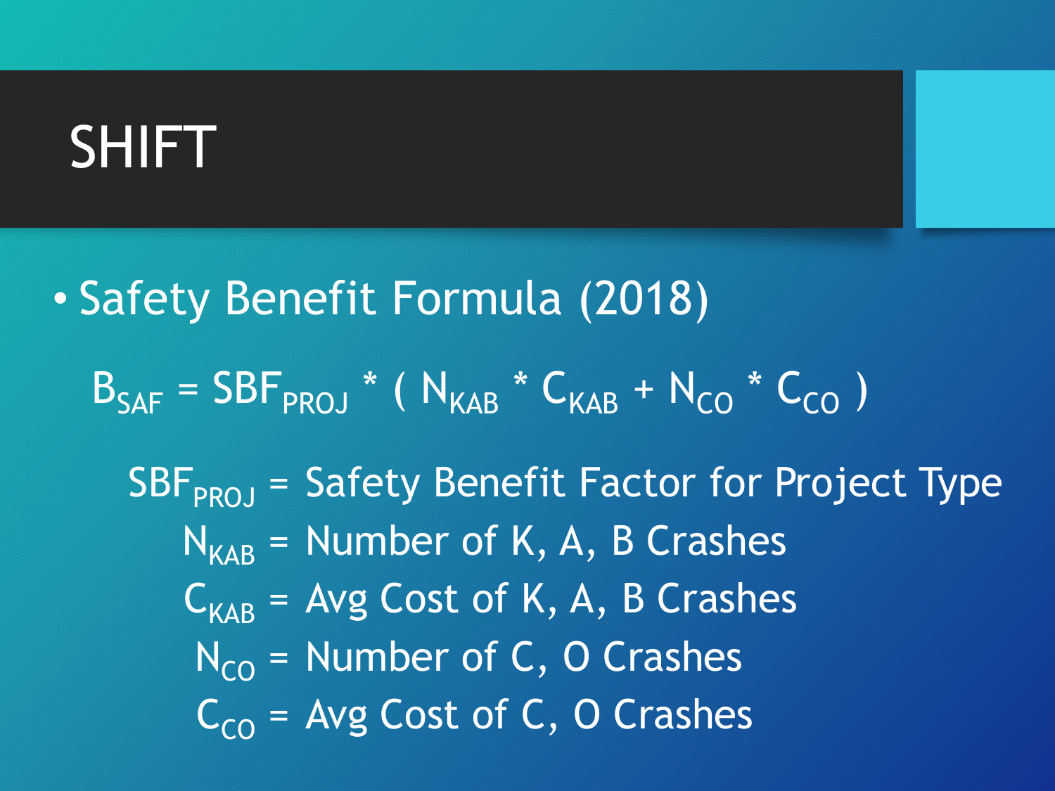# SHIFT

- Safety Benefit Formula (2018)

$$B_{SAF} = SBF_{PROJ} * ( N_{KAB} * C_{KAB} + N_{CO} * C_{CO} )$$

$SBF_{PROJ}$ = Safety Benefit Factor for Project Type

$N_{KAB}$ = Number of K, A, B Crashes

$C_{KAB}$ = Avg Cost of K, A, B Crashes

$N_{CO}$ = Number of C, O Crashes

$C_{CO}$ = Avg Cost of C, O Crashes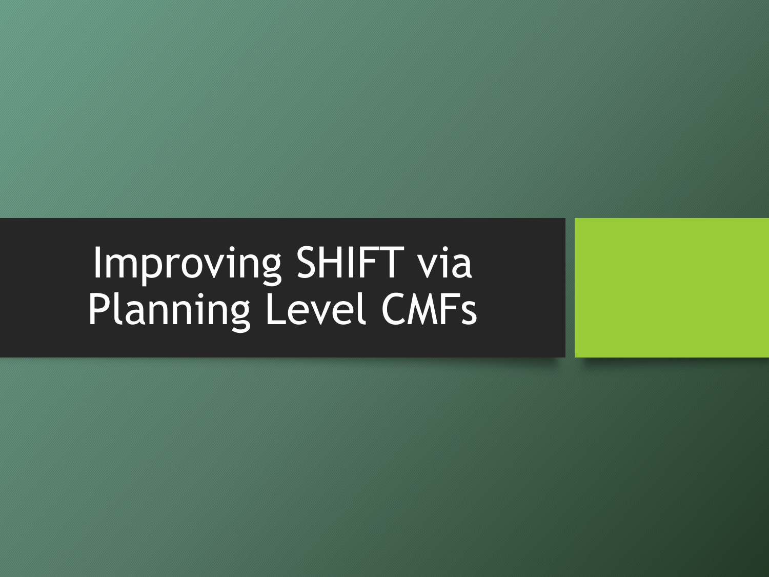# Improving SHIFT via Planning Level CMFs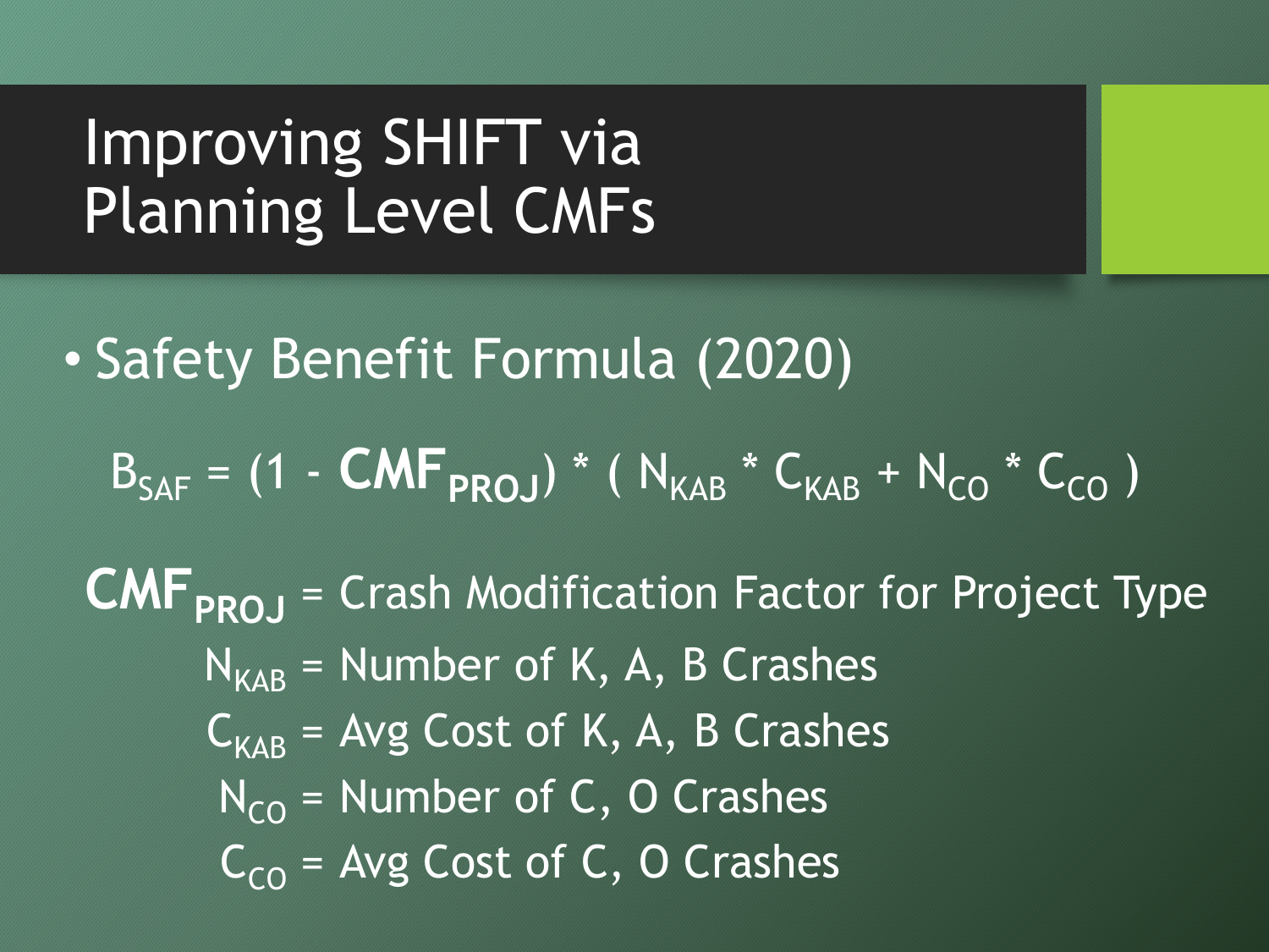# Improving SHIFT via Planning Level CMFs

- Safety Benefit Formula (2020)

$$B_{SAF} = (1 - \mathbf{CMF_{PROJ}}) * ( N_{KAB} * C_{KAB} + N_{CO} * C_{CO} )$$

$\mathbf{CMF_{PROJ}}$ = Crash Modification Factor for Project Type

$N_{KAB}$ = Number of K, A, B Crashes

$C_{KAB}$ = Avg Cost of K, A, B Crashes

$N_{CO}$ = Number of C, O Crashes

$C_{CO}$ = Avg Cost of C, O Crashes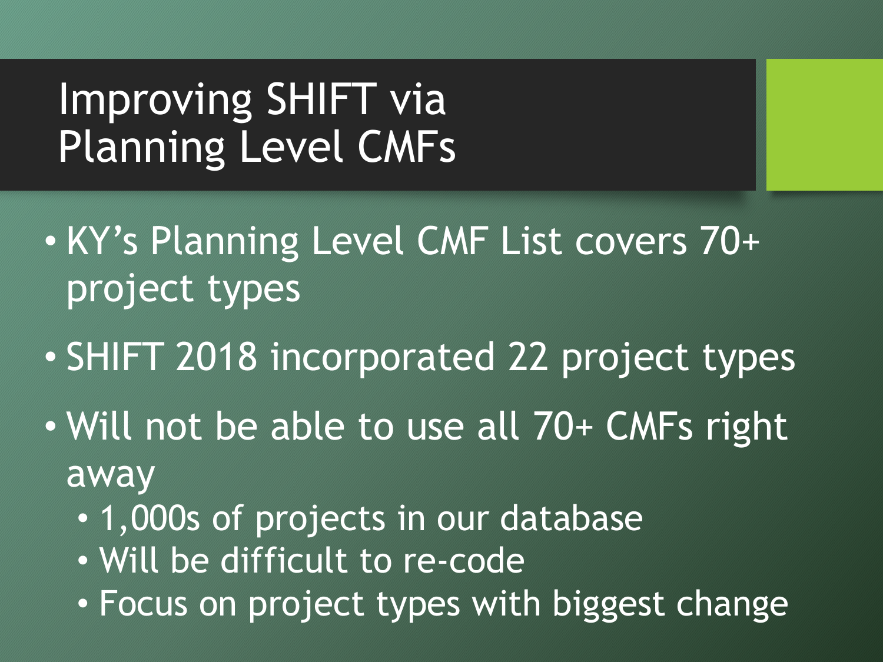# Improving SHIFT via Planning Level CMFs

- KY's Planning Level CMF List covers 70+ project types
- SHIFT 2018 incorporated 22 project types
- Will not be able to use all 70+ CMFs right away
  - 1,000s of projects in our database
  - Will be difficult to re-code
  - Focus on project types with biggest change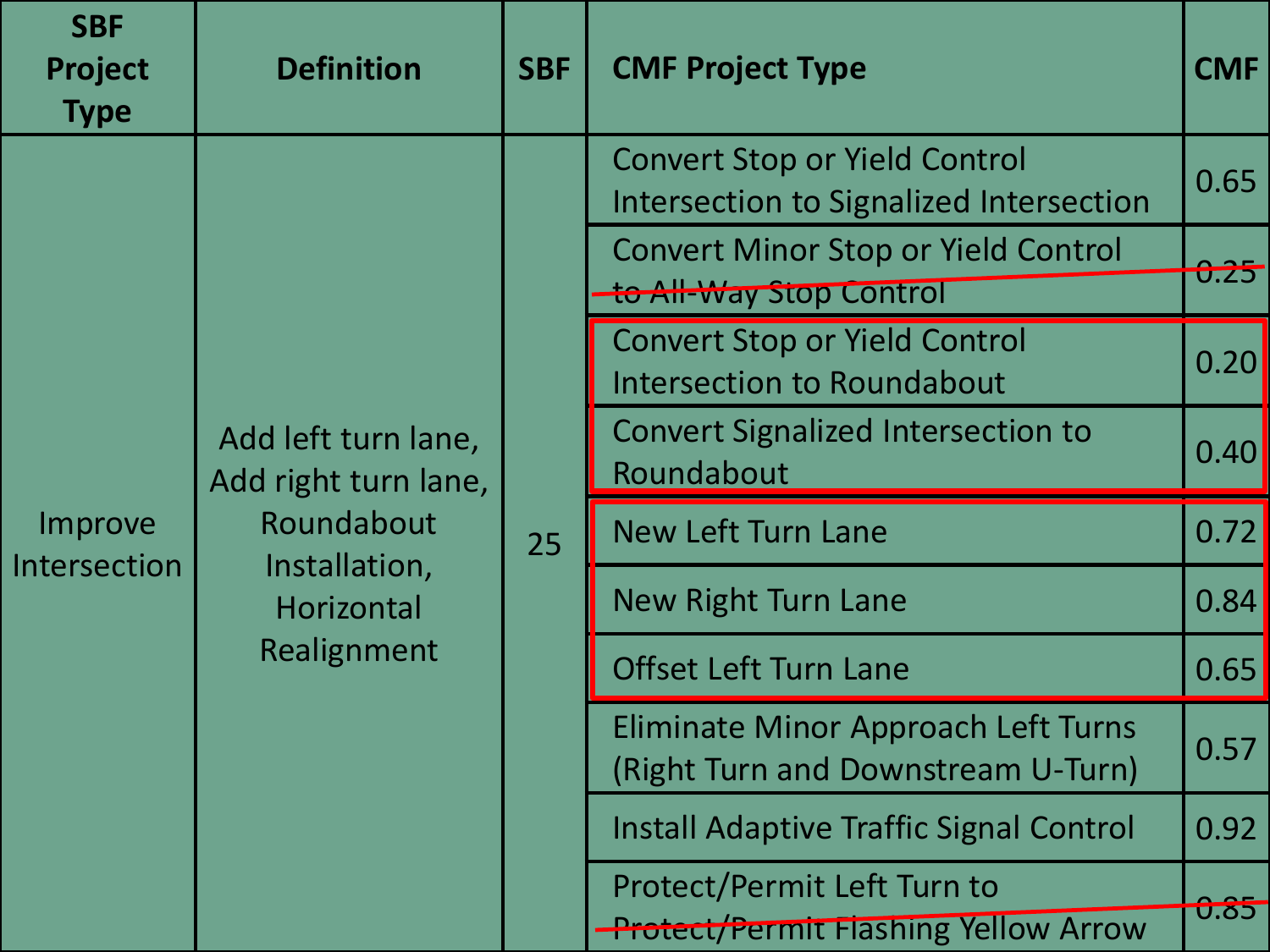| SBF Project Type | Definition | SBF | CMF Project Type | CMF |
|---|---|---|---|---|
| Improve Intersection | Add left turn lane, Add right turn lane, Roundabout Installation, Horizontal Realignment | 25 | Convert Stop or Yield Control Intersection to Signalized Intersection | 0.65 |
| | | | ~~Convert Minor Stop or Yield Control to All-Way Stop Control~~ | ~~0.25~~ |
| | | | Convert Stop or Yield Control Intersection to Roundabout | 0.20 |
| | | | Convert Signalized Intersection to Roundabout | 0.40 |
| | | | New Left Turn Lane | 0.72 |
| | | | New Right Turn Lane | 0.84 |
| | | | Offset Left Turn Lane | 0.65 |
| | | | Eliminate Minor Approach Left Turns (Right Turn and Downstream U-Turn) | 0.57 |
| | | | Install Adaptive Traffic Signal Control | 0.92 |
| | | | ~~Protect/Permit Left Turn to Protect/Permit Flashing Yellow Arrow~~ | ~~0.85~~ |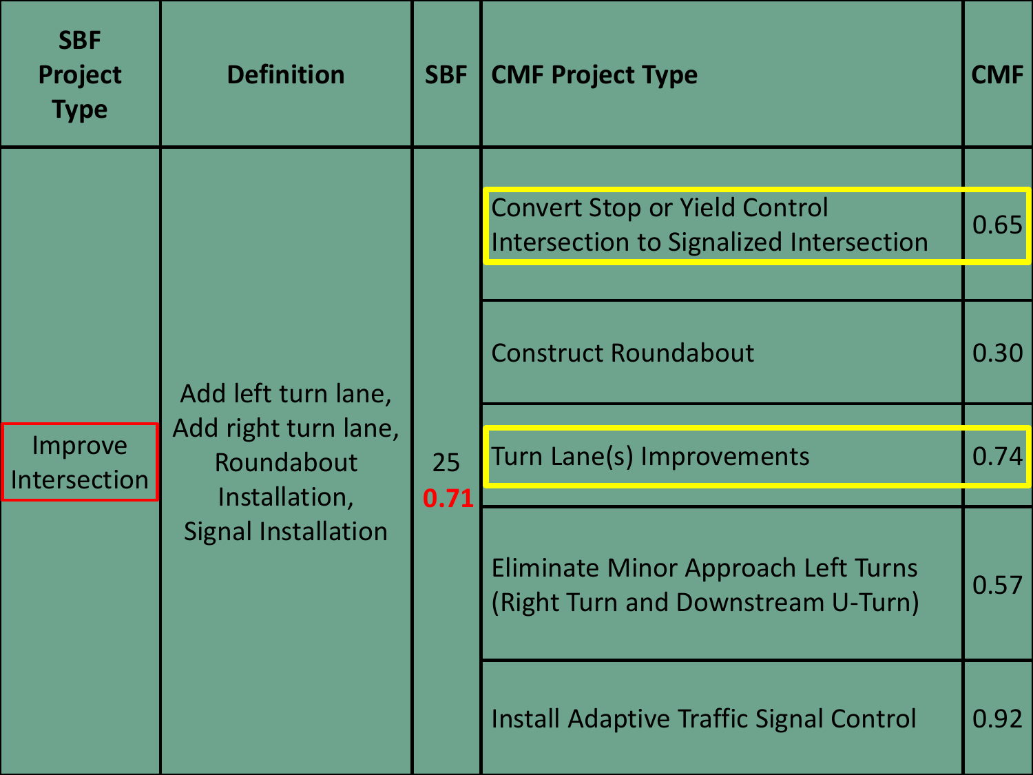| SBF Project Type | Definition | SBF | CMF Project Type | CMF |
|---|---|---|---|---|
| Improve Intersection | Add left turn lane, Add right turn lane, Roundabout Installation, Signal Installation | 25<br>0.71 | Convert Stop or Yield Control Intersection to Signalized Intersection | 0.65 |
| | | | Construct Roundabout | 0.30 |
| | | | Turn Lane(s) Improvements | 0.74 |
| | | | Eliminate Minor Approach Left Turns (Right Turn and Downstream U-Turn) | 0.57 |
| | | | Install Adaptive Traffic Signal Control | 0.92 |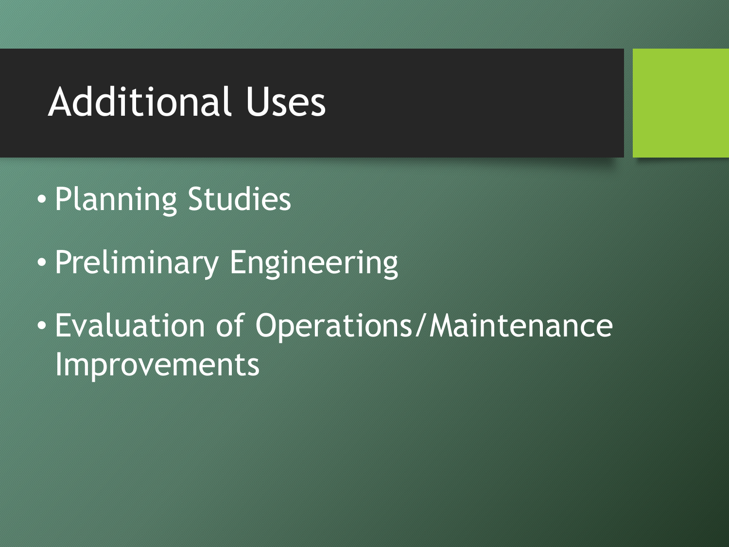# Additional Uses

- Planning Studies
- Preliminary Engineering
- Evaluation of Operations/Maintenance Improvements